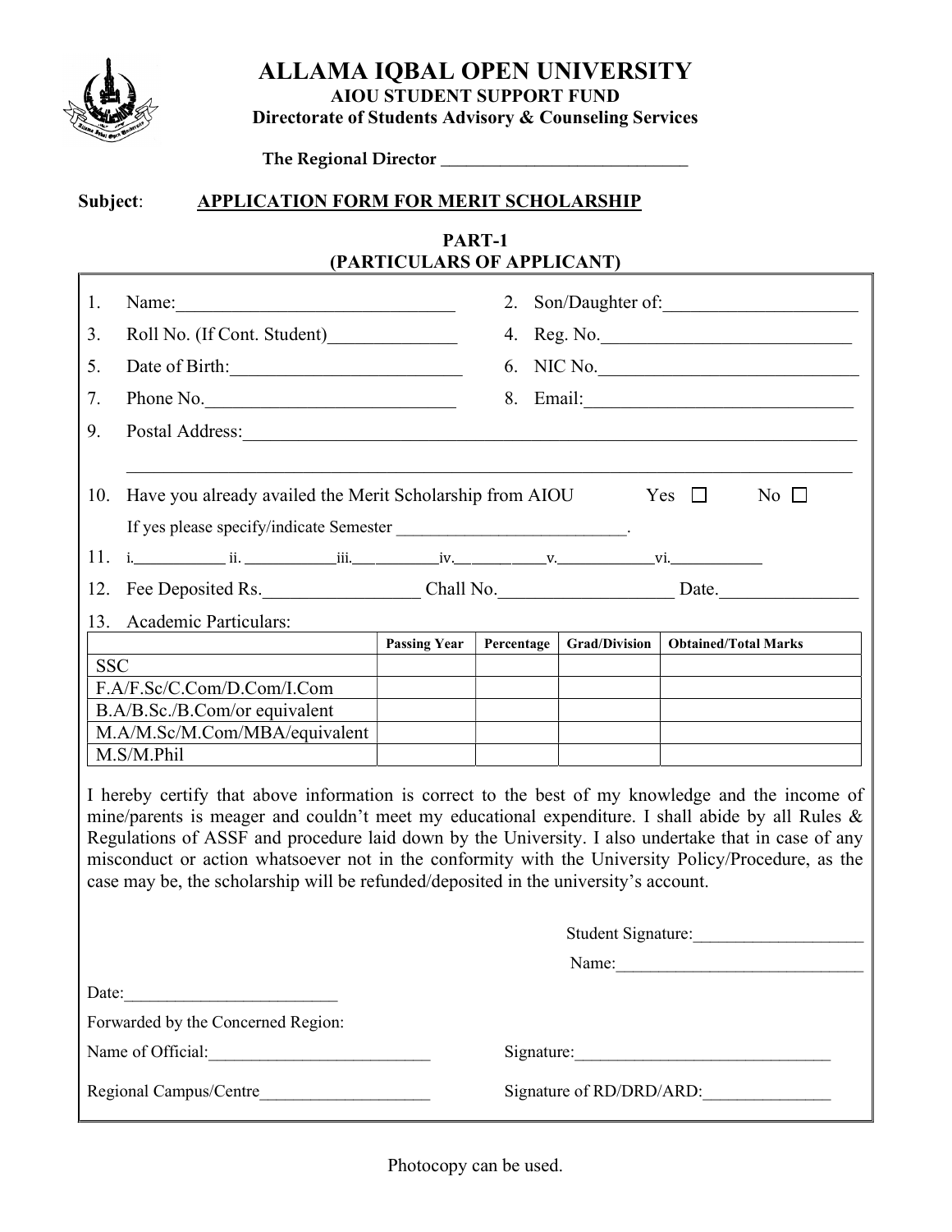# ALLAMA IQBAL OPEN UNIVERSITY

**AIOU STUDENT SUPPORT FUND**

**Directorate of Students Advisory & Counseling Services**

**The Regional Director ______________________________**

**Subject**: **APPLICATION FORM FOR MERIT SCHOLARSHIP**

## PART-1
## (PARTICULARS OF APPLICANT)

1. Name:______________________________ 2. Son/Daughter of:_____________________
3. Roll No. (If Cont. Student)______________ 4. Reg. No.___________________________
5. Date of Birth:_________________________ 6. NIC No.____________________________
7. Phone No.___________________________ 8. Email:_____________________________
9. Postal Address:______________________________________________________________

_____________________________________________________________________________

10. Have you already availed the Merit Scholarship from AIOU Yes ☐ No ☐

    If yes please specify/indicate Semester ___________________________.

11. i.___________ ii. ___________iii.___________iv.___________v.___________vi.___________
12. Fee Deposited Rs._________________ Chall No.___________________ Date._______________
13. Academic Particulars:

| | Passing Year | Percentage | Grad/Division | Obtained/Total Marks |
|---|---|---|---|---|
| SSC | | | | |
| F.A/F.Sc/C.Com/D.Com/I.Com | | | | |
| B.A/B.Sc./B.Com/or equivalent | | | | |
| M.A/M.Sc/M.Com/MBA/equivalent | | | | |
| M.S/M.Phil | | | | |

I hereby certify that above information is correct to the best of my knowledge and the income of mine/parents is meager and couldn't meet my educational expenditure. I shall abide by all Rules & Regulations of ASSF and procedure laid down by the University. I also undertake that in case of any misconduct or action whatsoever not in the conformity with the University Policy/Procedure, as the case may be, the scholarship will be refunded/deposited in the university's account.

Student Signature:____________________

Name:______________________________

Date:_________________________

Forwarded by the Concerned Region:

Name of Official:__________________________ Signature:_______________________________

Regional Campus/Centre____________________ Signature of RD/DRD/ARD:_______________

Photocopy can be used.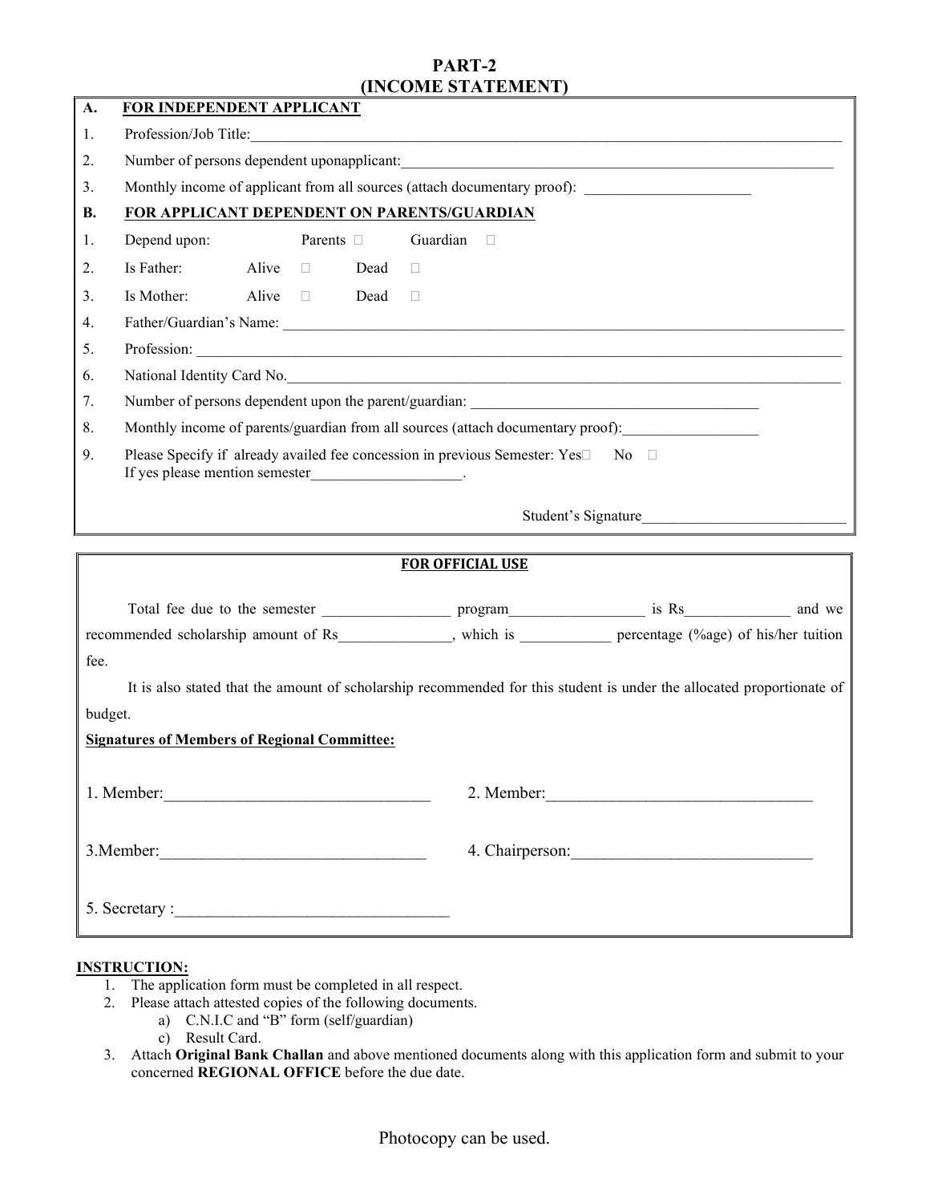# PART-2
## (INCOME STATEMENT)

**A. FOR INDEPENDENT APPLICANT**

1. Profession/Job Title:________________________________________________________________________________
2. Number of persons dependent uponapplicant:___________________________________________________________
3. Monthly income of applicant from all sources (attach documentary proof): ______________________

**B. FOR APPLICANT DEPENDENT ON PARENTS/GUARDIAN**

1. Depend upon: Parents ☐ Guardian ☐
2. Is Father: Alive ☐ Dead ☐
3. Is Mother: Alive ☐ Dead ☐
4. Father/Guardian's Name: ______________________________________________________________________________
5. Profession: _________________________________________________________________________________________
6. National Identity Card No._____________________________________________________________________________
7. Number of persons dependent upon the parent/guardian: ______________________________________
8. Monthly income of parents/guardian from all sources (attach documentary proof):_________________
9. Please Specify if already availed fee concession in previous Semester: Yes☐ No ☐
   If yes please mention semester____________________.

Student's Signature__________________________

**FOR OFFICIAL USE**

Total fee due to the semester ________________ program_________________ is Rs_____________ and we recommended scholarship amount of Rs______________, which is ___________ percentage (%age) of his/her tuition fee.

It is also stated that the amount of scholarship recommended for this student is under the allocated proportionate of budget.

**Signatures of Members of Regional Committee:**

1. Member:________________________________ 2. Member:________________________________

3.Member:________________________________ 4. Chairperson:____________________________

5. Secretary :_________________________________

**INSTRUCTION:**

1. The application form must be completed in all respect.
2. Please attach attested copies of the following documents.
   a) C.N.I.C and "B" form (self/guardian)
   c) Result Card.
3. Attach **Original Bank Challan** and above mentioned documents along with this application form and submit to your concerned **REGIONAL OFFICE** before the due date.

Photocopy can be used.